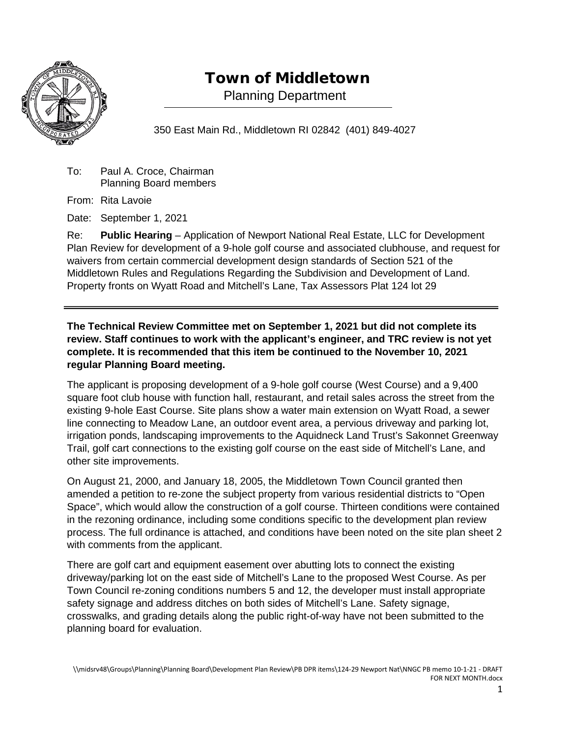# Town of Middletown

Planning Department

350 East Main Rd., Middletown RI 02842 (401) 849-4027

To: Paul A. Croce, Chairman
Planning Board members

From: Rita Lavoie

Date: September 1, 2021

Re: **Public Hearing** – Application of Newport National Real Estate, LLC for Development Plan Review for development of a 9-hole golf course and associated clubhouse, and request for waivers from certain commercial development design standards of Section 521 of the Middletown Rules and Regulations Regarding the Subdivision and Development of Land. Property fronts on Wyatt Road and Mitchell's Lane, Tax Assessors Plat 124 lot 29

---

**The Technical Review Committee met on September 1, 2021 but did not complete its review. Staff continues to work with the applicant's engineer, and TRC review is not yet complete. It is recommended that this item be continued to the November 10, 2021 regular Planning Board meeting.**

The applicant is proposing development of a 9-hole golf course (West Course) and a 9,400 square foot club house with function hall, restaurant, and retail sales across the street from the existing 9-hole East Course. Site plans show a water main extension on Wyatt Road, a sewer line connecting to Meadow Lane, an outdoor event area, a pervious driveway and parking lot, irrigation ponds, landscaping improvements to the Aquidneck Land Trust's Sakonnet Greenway Trail, golf cart connections to the existing golf course on the east side of Mitchell's Lane, and other site improvements.

On August 21, 2000, and January 18, 2005, the Middletown Town Council granted then amended a petition to re-zone the subject property from various residential districts to "Open Space", which would allow the construction of a golf course. Thirteen conditions were contained in the rezoning ordinance, including some conditions specific to the development plan review process. The full ordinance is attached, and conditions have been noted on the site plan sheet 2 with comments from the applicant.

There are golf cart and equipment easement over abutting lots to connect the existing driveway/parking lot on the east side of Mitchell's Lane to the proposed West Course. As per Town Council re-zoning conditions numbers 5 and 12, the developer must install appropriate safety signage and address ditches on both sides of Mitchell's Lane. Safety signage, crosswalks, and grading details along the public right-of-way have not been submitted to the planning board for evaluation.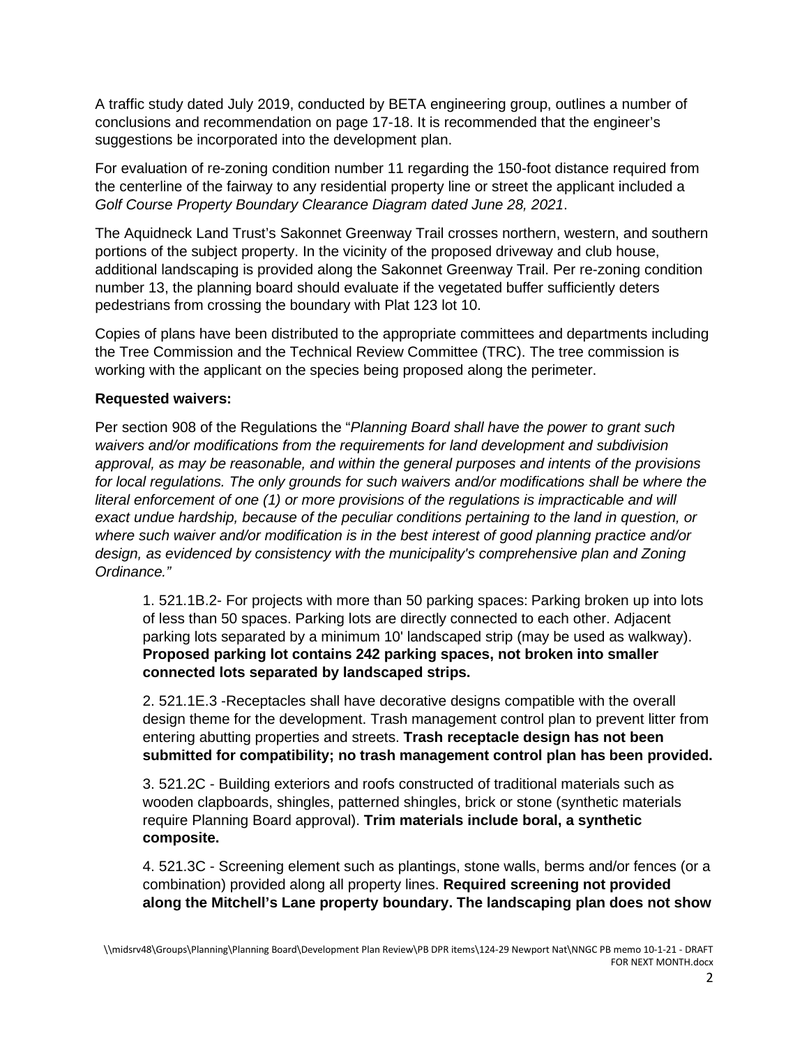A traffic study dated July 2019, conducted by BETA engineering group, outlines a number of conclusions and recommendation on page 17-18. It is recommended that the engineer's suggestions be incorporated into the development plan.

For evaluation of re-zoning condition number 11 regarding the 150-foot distance required from the centerline of the fairway to any residential property line or street the applicant included a *Golf Course Property Boundary Clearance Diagram dated June 28, 2021*.

The Aquidneck Land Trust's Sakonnet Greenway Trail crosses northern, western, and southern portions of the subject property. In the vicinity of the proposed driveway and club house, additional landscaping is provided along the Sakonnet Greenway Trail. Per re-zoning condition number 13, the planning board should evaluate if the vegetated buffer sufficiently deters pedestrians from crossing the boundary with Plat 123 lot 10.

Copies of plans have been distributed to the appropriate committees and departments including the Tree Commission and the Technical Review Committee (TRC). The tree commission is working with the applicant on the species being proposed along the perimeter.

**Requested waivers:**

Per section 908 of the Regulations the "*Planning Board shall have the power to grant such waivers and/or modifications from the requirements for land development and subdivision approval, as may be reasonable, and within the general purposes and intents of the provisions for local regulations. The only grounds for such waivers and/or modifications shall be where the literal enforcement of one (1) or more provisions of the regulations is impracticable and will exact undue hardship, because of the peculiar conditions pertaining to the land in question, or where such waiver and/or modification is in the best interest of good planning practice and/or design, as evidenced by consistency with the municipality's comprehensive plan and Zoning Ordinance."*

1. 521.1B.2- For projects with more than 50 parking spaces: Parking broken up into lots of less than 50 spaces. Parking lots are directly connected to each other. Adjacent parking lots separated by a minimum 10' landscaped strip (may be used as walkway). **Proposed parking lot contains 242 parking spaces, not broken into smaller connected lots separated by landscaped strips.**

2. 521.1E.3 -Receptacles shall have decorative designs compatible with the overall design theme for the development. Trash management control plan to prevent litter from entering abutting properties and streets. **Trash receptacle design has not been submitted for compatibility; no trash management control plan has been provided.**

3. 521.2C - Building exteriors and roofs constructed of traditional materials such as wooden clapboards, shingles, patterned shingles, brick or stone (synthetic materials require Planning Board approval). **Trim materials include boral, a synthetic composite.**

4. 521.3C - Screening element such as plantings, stone walls, berms and/or fences (or a combination) provided along all property lines. **Required screening not provided along the Mitchell's Lane property boundary. The landscaping plan does not show**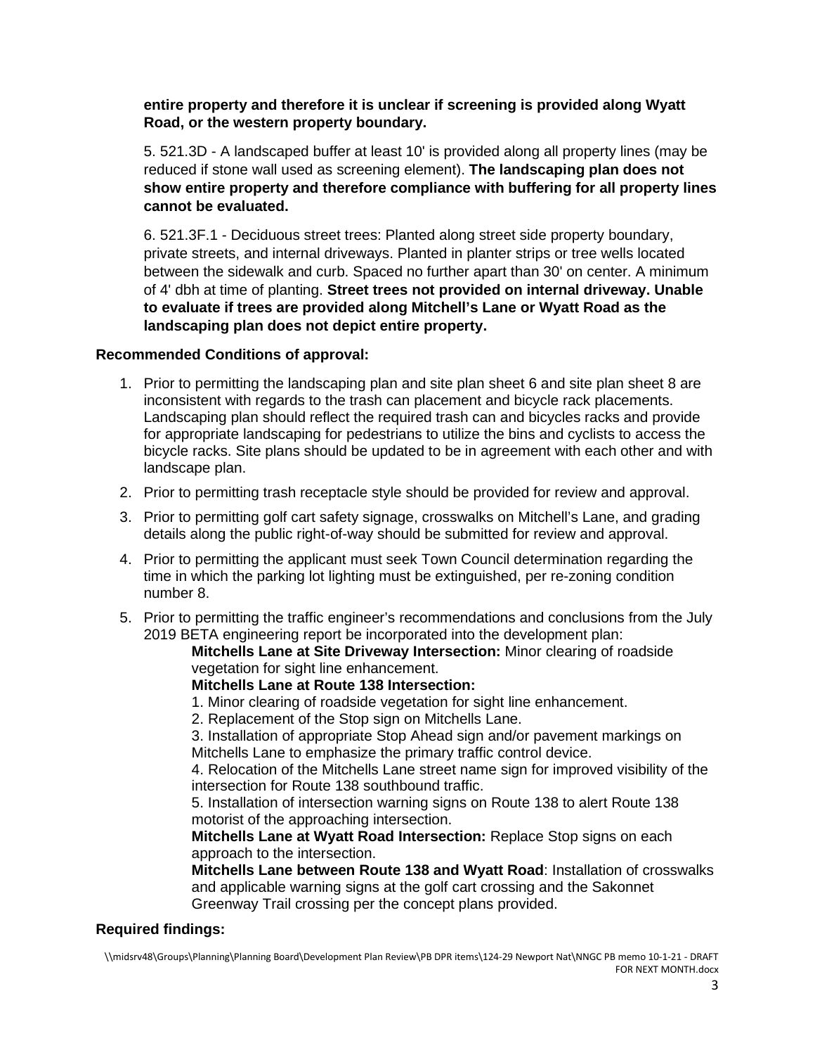**entire property and therefore it is unclear if screening is provided along Wyatt Road, or the western property boundary.**

5. 521.3D - A landscaped buffer at least 10' is provided along all property lines (may be reduced if stone wall used as screening element). **The landscaping plan does not show entire property and therefore compliance with buffering for all property lines cannot be evaluated.**

6. 521.3F.1 - Deciduous street trees: Planted along street side property boundary, private streets, and internal driveways. Planted in planter strips or tree wells located between the sidewalk and curb. Spaced no further apart than 30' on center. A minimum of 4' dbh at time of planting. **Street trees not provided on internal driveway. Unable to evaluate if trees are provided along Mitchell's Lane or Wyatt Road as the landscaping plan does not depict entire property.**

**Recommended Conditions of approval:**

1. Prior to permitting the landscaping plan and site plan sheet 6 and site plan sheet 8 are inconsistent with regards to the trash can placement and bicycle rack placements. Landscaping plan should reflect the required trash can and bicycles racks and provide for appropriate landscaping for pedestrians to utilize the bins and cyclists to access the bicycle racks. Site plans should be updated to be in agreement with each other and with landscape plan.
2. Prior to permitting trash receptacle style should be provided for review and approval.
3. Prior to permitting golf cart safety signage, crosswalks on Mitchell's Lane, and grading details along the public right-of-way should be submitted for review and approval.
4. Prior to permitting the applicant must seek Town Council determination regarding the time in which the parking lot lighting must be extinguished, per re-zoning condition number 8.
5. Prior to permitting the traffic engineer's recommendations and conclusions from the July 2019 BETA engineering report be incorporated into the development plan:

    **Mitchells Lane at Site Driveway Intersection:** Minor clearing of roadside vegetation for sight line enhancement.

    **Mitchells Lane at Route 138 Intersection:**

    1. Minor clearing of roadside vegetation for sight line enhancement.
    2. Replacement of the Stop sign on Mitchells Lane.
    3. Installation of appropriate Stop Ahead sign and/or pavement markings on Mitchells Lane to emphasize the primary traffic control device.
    4. Relocation of the Mitchells Lane street name sign for improved visibility of the intersection for Route 138 southbound traffic.
    5. Installation of intersection warning signs on Route 138 to alert Route 138 motorist of the approaching intersection.

    **Mitchells Lane at Wyatt Road Intersection:** Replace Stop signs on each approach to the intersection.

    **Mitchells Lane between Route 138 and Wyatt Road**: Installation of crosswalks and applicable warning signs at the golf cart crossing and the Sakonnet Greenway Trail crossing per the concept plans provided.

**Required findings:**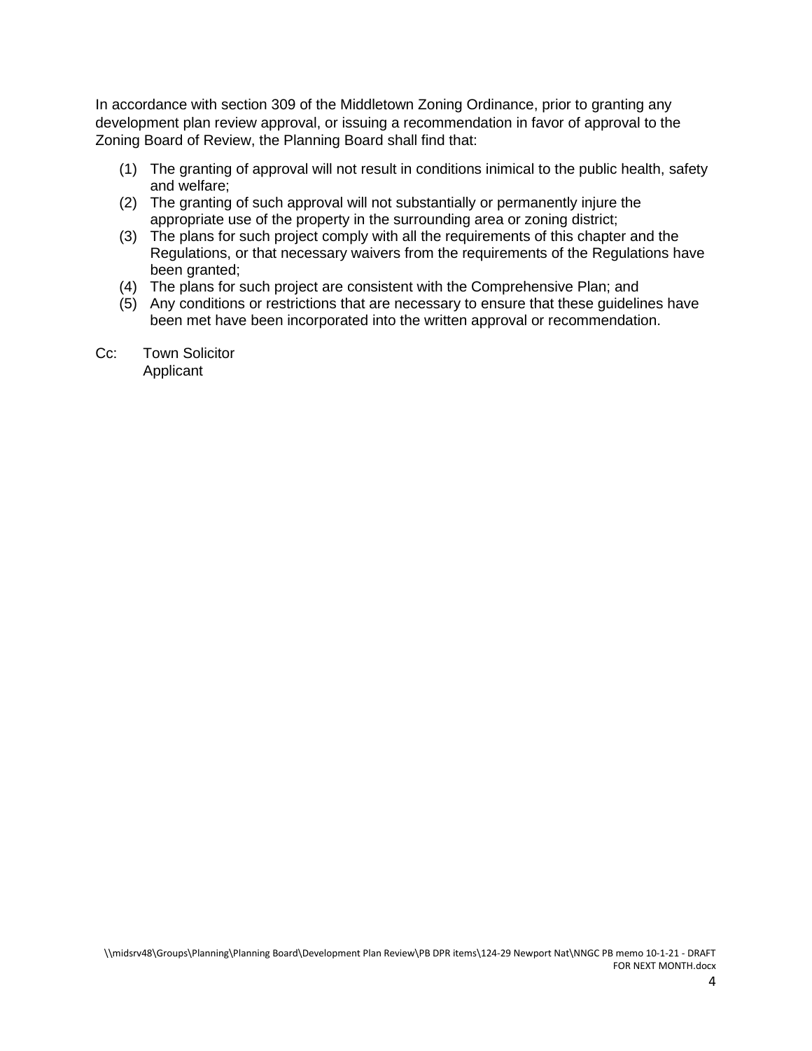In accordance with section 309 of the Middletown Zoning Ordinance, prior to granting any development plan review approval, or issuing a recommendation in favor of approval to the Zoning Board of Review, the Planning Board shall find that:

(1) The granting of approval will not result in conditions inimical to the public health, safety and welfare;
(2) The granting of such approval will not substantially or permanently injure the appropriate use of the property in the surrounding area or zoning district;
(3) The plans for such project comply with all the requirements of this chapter and the Regulations, or that necessary waivers from the requirements of the Regulations have been granted;
(4) The plans for such project are consistent with the Comprehensive Plan; and
(5) Any conditions or restrictions that are necessary to ensure that these guidelines have been met have been incorporated into the written approval or recommendation.

Cc: Town Solicitor
Applicant

\\midsrv48\Groups\Planning\Planning Board\Development Plan Review\PB DPR items\124-29 Newport Nat\NNGC PB memo 10-1-21 - DRAFT FOR NEXT MONTH.docx